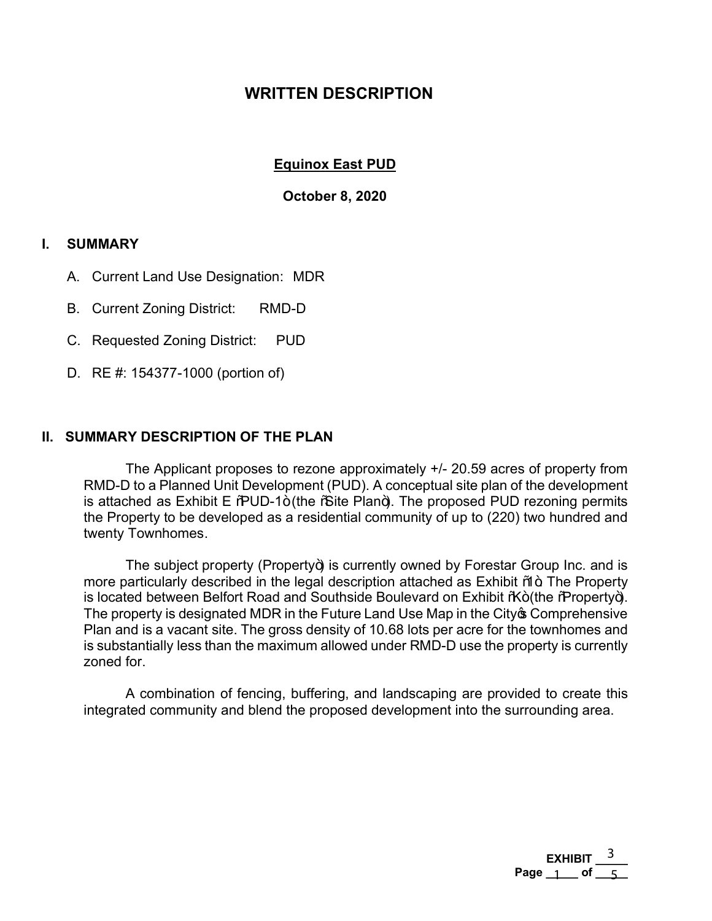# WRITTEN DESCRIPTION

## Equinox East PUD

**October 8, 2020**

## I. SUMMARY

A. Current Land Use Designation: MDR

B. Current Zoning District: RMD-D

C. Requested Zoning District: PUD

D. RE #: 154377-1000 (portion of)

## II. SUMMARY DESCRIPTION OF THE PLAN

The Applicant proposes to rezone approximately +/- 20.59 acres of property from RMD-D to a Planned Unit Development (PUD). A conceptual site plan of the development is attached as Exhibit E "PUD-1" (the "Site Plan"). The proposed PUD rezoning permits the Property to be developed as a residential community of up to (220) two hundred and twenty Townhomes.

The subject property (Property") is currently owned by Forestar Group Inc. and is more particularly described in the legal description attached as Exhibit "1". The Property is located between Belfort Road and Southside Boulevard on Exhibit "K" (the "Property"). The property is designated MDR in the Future Land Use Map in the City's Comprehensive Plan and is a vacant site. The gross density of 10.68 lots per acre for the townhomes and is substantially less than the maximum allowed under RMD-D use the property is currently zoned for.

A combination of fencing, buffering, and landscaping are provided to create this integrated community and blend the proposed development into the surrounding area.

EXHIBIT 3
Page 1 of 5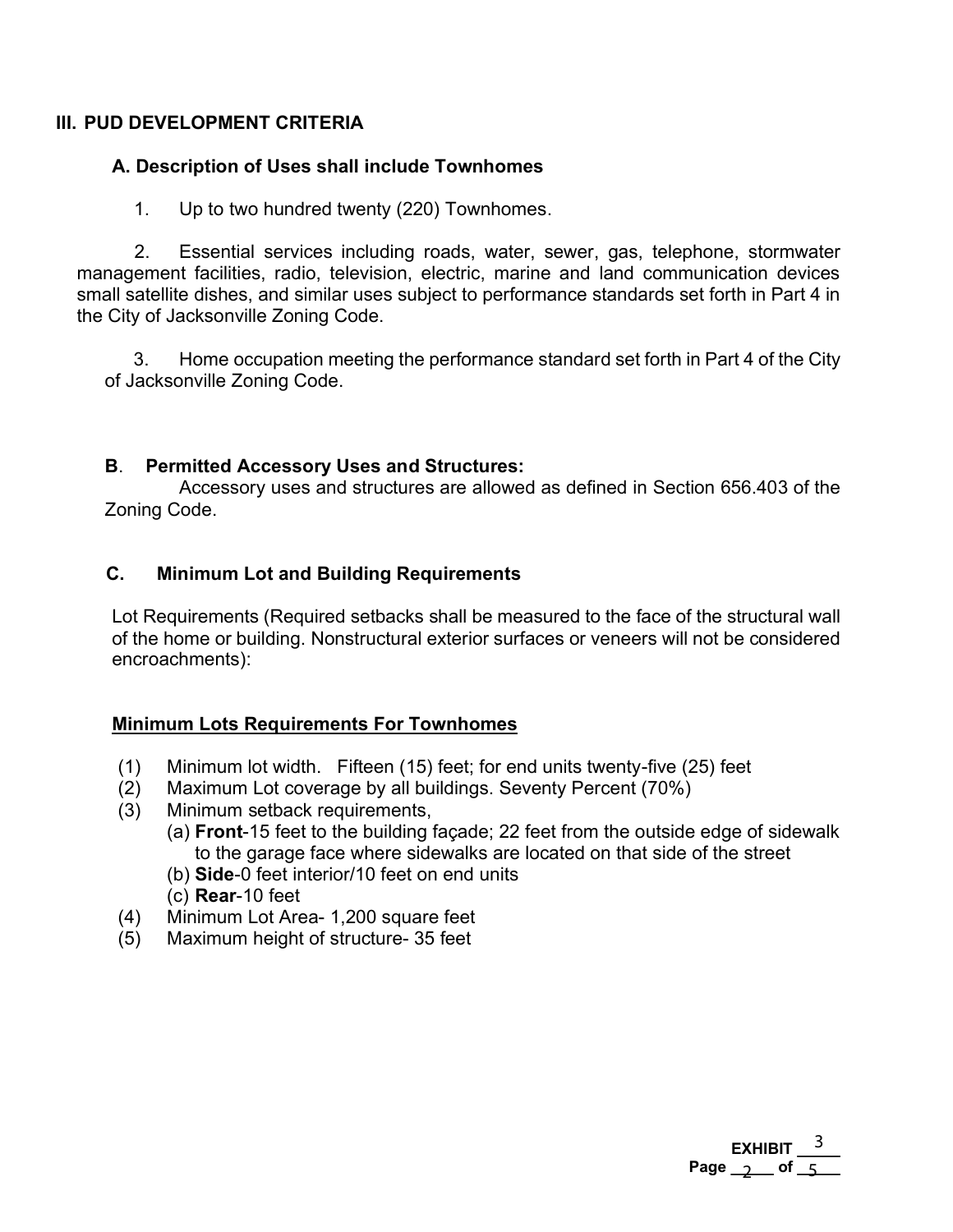## III. PUD DEVELOPMENT CRITERIA

### A. Description of Uses shall include Townhomes

1. Up to two hundred twenty (220) Townhomes.

2. Essential services including roads, water, sewer, gas, telephone, stormwater management facilities, radio, television, electric, marine and land communication devices small satellite dishes, and similar uses subject to performance standards set forth in Part 4 in the City of Jacksonville Zoning Code.

3. Home occupation meeting the performance standard set forth in Part 4 of the City of Jacksonville Zoning Code.

### B. Permitted Accessory Uses and Structures:

Accessory uses and structures are allowed as defined in Section 656.403 of the Zoning Code.

### C. Minimum Lot and Building Requirements

Lot Requirements (Required setbacks shall be measured to the face of the structural wall of the home or building. Nonstructural exterior surfaces or veneers will not be considered encroachments):

**Minimum Lots Requirements For Townhomes**

(1) Minimum lot width. Fifteen (15) feet; for end units twenty-five (25) feet
(2) Maximum Lot coverage by all buildings. Seventy Percent (70%)
(3) Minimum setback requirements,
  (a) **Front**-15 feet to the building façade; 22 feet from the outside edge of sidewalk to the garage face where sidewalks are located on that side of the street
  (b) **Side**-0 feet interior/10 feet on end units
  (c) **Rear**-10 feet
(4) Minimum Lot Area- 1,200 square feet
(5) Maximum height of structure- 35 feet

**EXHIBIT** 3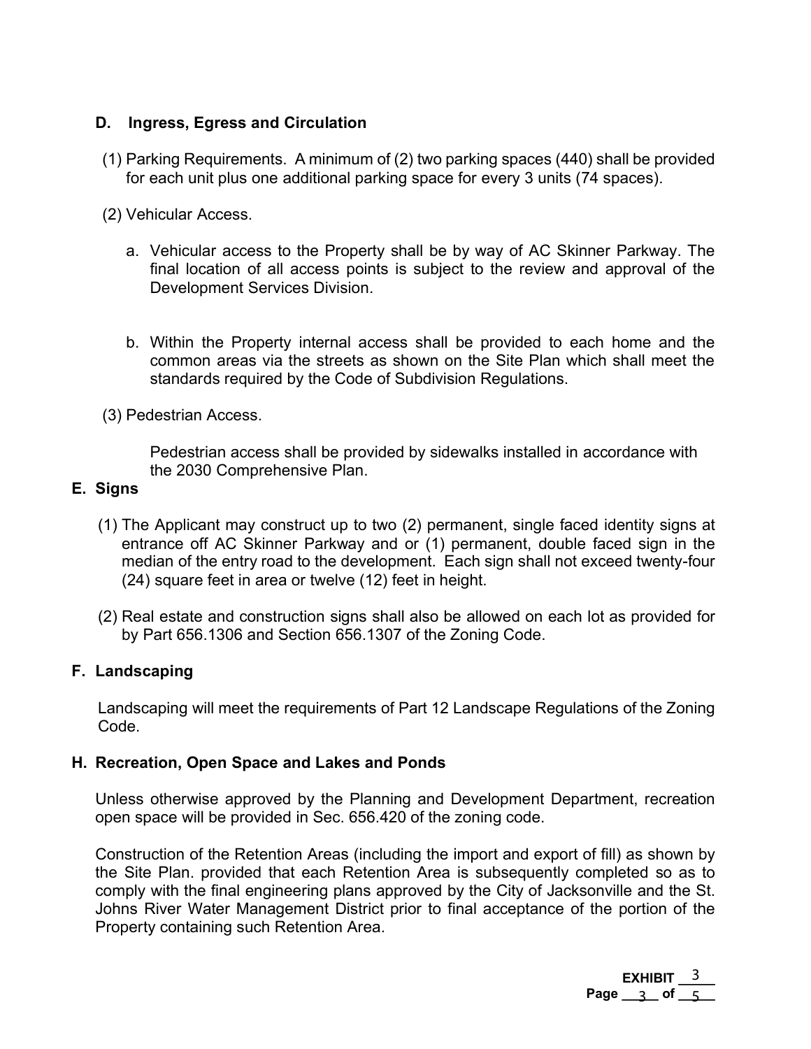**D. Ingress, Egress and Circulation**

(1) Parking Requirements. A minimum of (2) two parking spaces (440) shall be provided for each unit plus one additional parking space for every 3 units (74 spaces).

(2) Vehicular Access.

a. Vehicular access to the Property shall be by way of AC Skinner Parkway. The final location of all access points is subject to the review and approval of the Development Services Division.

b. Within the Property internal access shall be provided to each home and the common areas via the streets as shown on the Site Plan which shall meet the standards required by the Code of Subdivision Regulations.

(3) Pedestrian Access.

Pedestrian access shall be provided by sidewalks installed in accordance with the 2030 Comprehensive Plan.

**E. Signs**

(1) The Applicant may construct up to two (2) permanent, single faced identity signs at entrance off AC Skinner Parkway and or (1) permanent, double faced sign in the median of the entry road to the development. Each sign shall not exceed twenty-four (24) square feet in area or twelve (12) feet in height.

(2) Real estate and construction signs shall also be allowed on each lot as provided for by Part 656.1306 and Section 656.1307 of the Zoning Code.

**F. Landscaping**

Landscaping will meet the requirements of Part 12 Landscape Regulations of the Zoning Code.

**H. Recreation, Open Space and Lakes and Ponds**

Unless otherwise approved by the Planning and Development Department, recreation open space will be provided in Sec. 656.420 of the zoning code.

Construction of the Retention Areas (including the import and export of fill) as shown by the Site Plan. provided that each Retention Area is subsequently completed so as to comply with the final engineering plans approved by the City of Jacksonville and the St. Johns River Water Management District prior to final acceptance of the portion of the Property containing such Retention Area.

**EXHIBIT** 3
**Page** 3 **of** 5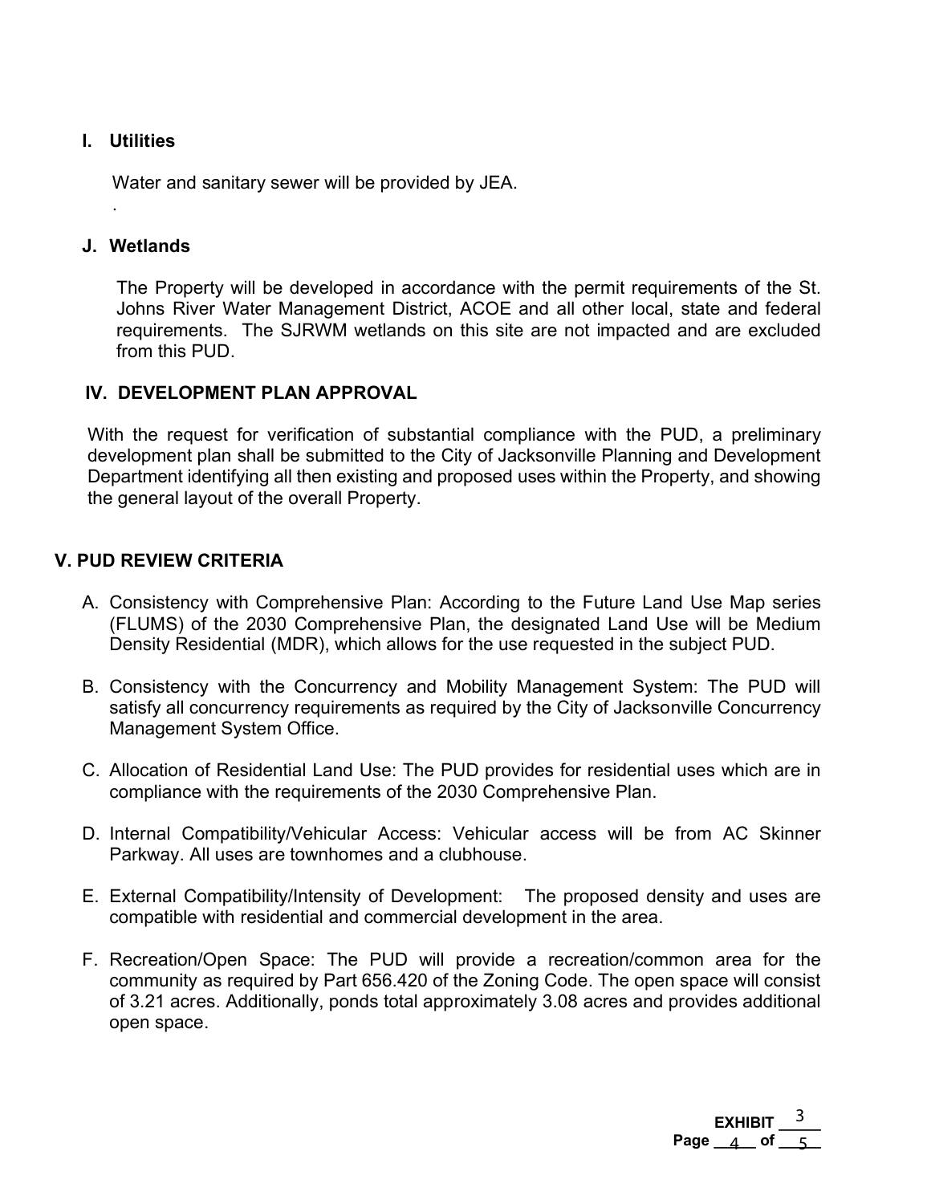### I. Utilities

Water and sanitary sewer will be provided by JEA.

.

### J. Wetlands

The Property will be developed in accordance with the permit requirements of the St. Johns River Water Management District, ACOE and all other local, state and federal requirements. The SJRWM wetlands on this site are not impacted and are excluded from this PUD.

## IV. DEVELOPMENT PLAN APPROVAL

With the request for verification of substantial compliance with the PUD, a preliminary development plan shall be submitted to the City of Jacksonville Planning and Development Department identifying all then existing and proposed uses within the Property, and showing the general layout of the overall Property.

## V. PUD REVIEW CRITERIA

A. Consistency with Comprehensive Plan: According to the Future Land Use Map series (FLUMS) of the 2030 Comprehensive Plan, the designated Land Use will be Medium Density Residential (MDR), which allows for the use requested in the subject PUD.

B. Consistency with the Concurrency and Mobility Management System: The PUD will satisfy all concurrency requirements as required by the City of Jacksonville Concurrency Management System Office.

C. Allocation of Residential Land Use: The PUD provides for residential uses which are in compliance with the requirements of the 2030 Comprehensive Plan.

D. Internal Compatibility/Vehicular Access: Vehicular access will be from AC Skinner Parkway. All uses are townhomes and a clubhouse.

E. External Compatibility/Intensity of Development: The proposed density and uses are compatible with residential and commercial development in the area.

F. Recreation/Open Space: The PUD will provide a recreation/common area for the community as required by Part 656.420 of the Zoning Code. The open space will consist of 3.21 acres. Additionally, ponds total approximately 3.08 acres and provides additional open space.

EXHIBIT 3
Page 4 of 5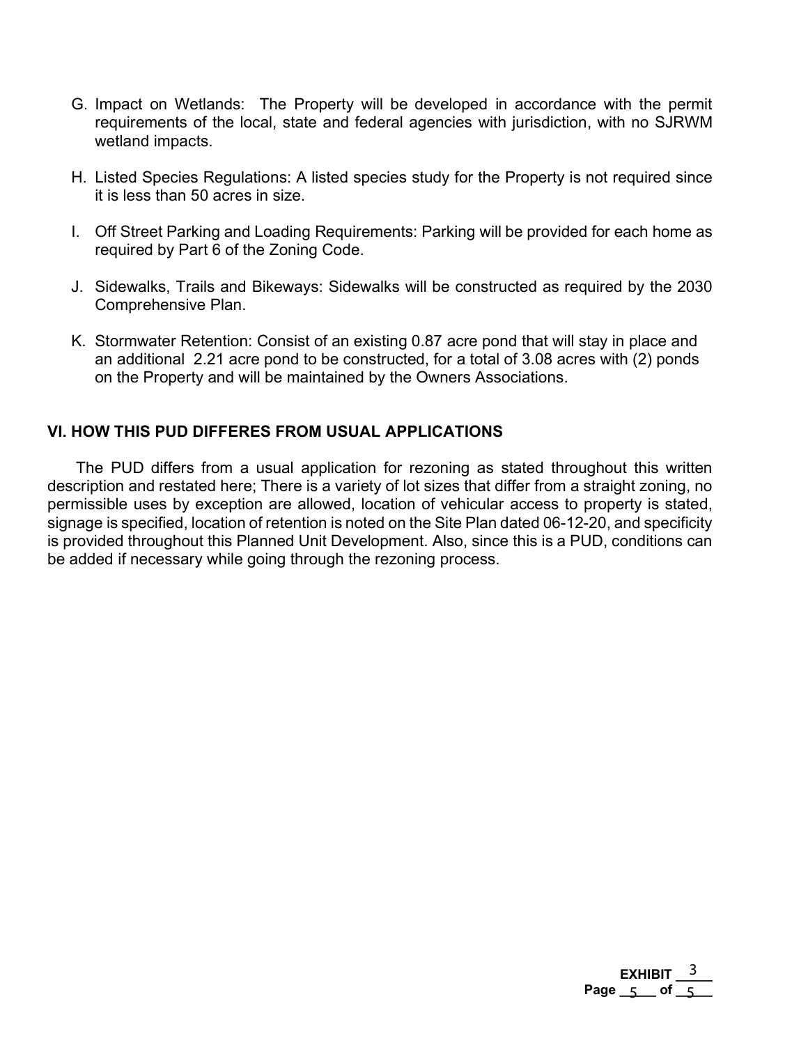G. Impact on Wetlands: The Property will be developed in accordance with the permit requirements of the local, state and federal agencies with jurisdiction, with no SJRWM wetland impacts.

H. Listed Species Regulations: A listed species study for the Property is not required since it is less than 50 acres in size.

I. Off Street Parking and Loading Requirements: Parking will be provided for each home as required by Part 6 of the Zoning Code.

J. Sidewalks, Trails and Bikeways: Sidewalks will be constructed as required by the 2030 Comprehensive Plan.

K. Stormwater Retention: Consist of an existing 0.87 acre pond that will stay in place and an additional 2.21 acre pond to be constructed, for a total of 3.08 acres with (2) ponds on the Property and will be maintained by the Owners Associations.

## VI. HOW THIS PUD DIFFERES FROM USUAL APPLICATIONS

The PUD differs from a usual application for rezoning as stated throughout this written description and restated here; There is a variety of lot sizes that differ from a straight zoning, no permissible uses by exception are allowed, location of vehicular access to property is stated, signage is specified, location of retention is noted on the Site Plan dated 06-12-20, and specificity is provided throughout this Planned Unit Development. Also, since this is a PUD, conditions can be added if necessary while going through the rezoning process.

**EXHIBIT** 3
**Page** 5 **of** 5